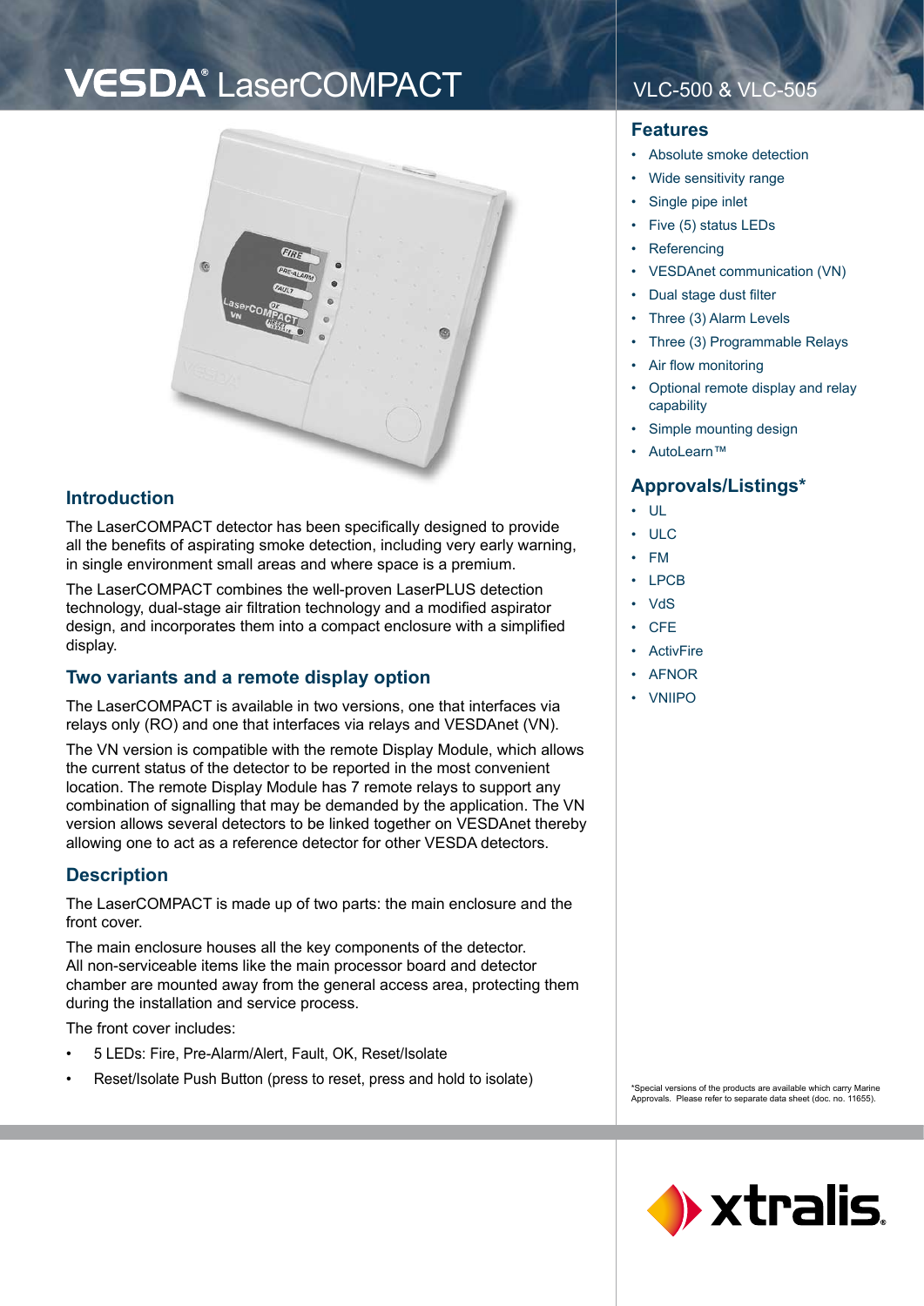# VESDA® LaserCOMPACT

VLC-500 & VLC-505

## Introduction

The LaserCOMPACT detector has been specifically designed to provide all the benefits of aspirating smoke detection, including very early warning, in single environment small areas and where space is a premium.

The LaserCOMPACT combines the well-proven LaserPLUS detection technology, dual-stage air filtration technology and a modified aspirator design, and incorporates them into a compact enclosure with a simplified display.

## Two variants and a remote display option

The LaserCOMPACT is available in two versions, one that interfaces via relays only (RO) and one that interfaces via relays and VESDAnet (VN).

The VN version is compatible with the remote Display Module, which allows the current status of the detector to be reported in the most convenient location. The remote Display Module has 7 remote relays to support any combination of signalling that may be demanded by the application. The VN version allows several detectors to be linked together on VESDAnet thereby allowing one to act as a reference detector for other VESDA detectors.

## Description

The LaserCOMPACT is made up of two parts: the main enclosure and the front cover.

The main enclosure houses all the key components of the detector. All non-serviceable items like the main processor board and detector chamber are mounted away from the general access area, protecting them during the installation and service process.

The front cover includes:

- 5 LEDs: Fire, Pre-Alarm/Alert, Fault, OK, Reset/Isolate
- Reset/Isolate Push Button (press to reset, press and hold to isolate)

## Features

- Absolute smoke detection
- Wide sensitivity range
- Single pipe inlet
- Five (5) status LEDs
- Referencing
- VESDAnet communication (VN)
- Dual stage dust filter
- Three (3) Alarm Levels
- Three (3) Programmable Relays
- Air flow monitoring
- Optional remote display and relay capability
- Simple mounting design
- AutoLearn™

## Approvals/Listings*

- UL
- ULC
- FM
- LPCB
- VdS
- CFE
- ActivFire
- AFNOR
- VNIIPO

*Special versions of the products are available which carry Marine Approvals. Please refer to separate data sheet (doc. no. 11655).

xtralis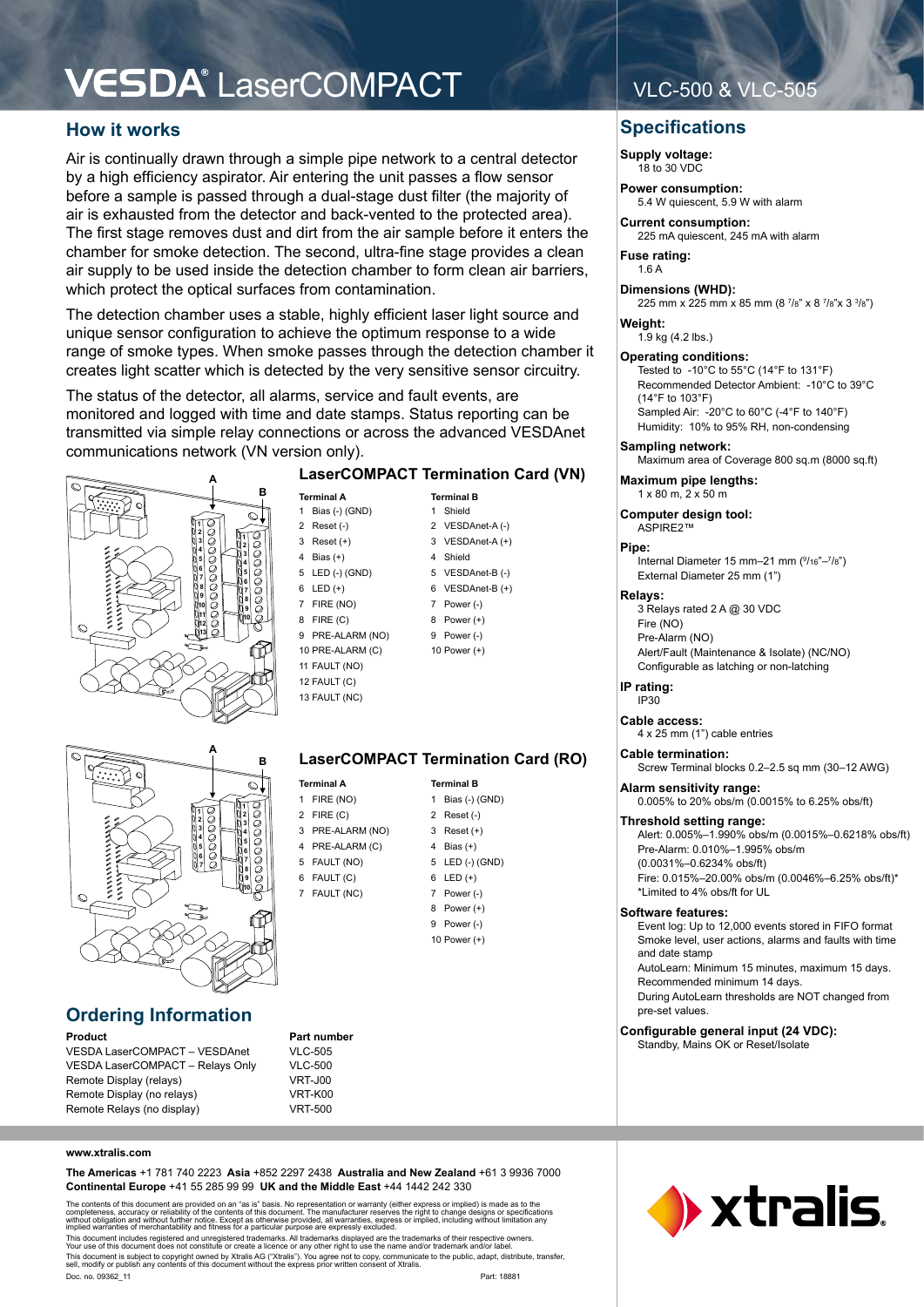# VESDA® LaserCOMPACT

VLC-500 & VLC-505

## How it works

Air is continually drawn through a simple pipe network to a central detector by a high efficiency aspirator. Air entering the unit passes a flow sensor before a sample is passed through a dual-stage dust filter (the majority of air is exhausted from the detector and back-vented to the protected area). The first stage removes dust and dirt from the air sample before it enters the chamber for smoke detection. The second, ultra-fine stage provides a clean air supply to be used inside the detection chamber to form clean air barriers, which protect the optical surfaces from contamination.

The detection chamber uses a stable, highly efficient laser light source and unique sensor configuration to achieve the optimum response to a wide range of smoke types. When smoke passes through the detection chamber it creates light scatter which is detected by the very sensitive sensor circuitry.

The status of the detector, all alarms, service and fault events, are monitored and logged with time and date stamps. Status reporting can be transmitted via simple relay connections or across the advanced VESDAnet communications network (VN version only).

### LaserCOMPACT Termination Card (VN)

| Terminal A | Terminal B |
|---|---|
| 1 Bias (-) (GND) | 1 Shield |
| 2 Reset (-) | 2 VESDAnet-A (-) |
| 3 Reset (+) | 3 VESDAnet-A (+) |
| 4 Bias (+) | 4 Shield |
| 5 LED (-) (GND) | 5 VESDAnet-B (-) |
| 6 LED (+) | 6 VESDAnet-B (+) |
| 7 FIRE (NO) | 7 Power (-) |
| 8 FIRE (C) | 8 Power (+) |
| 9 PRE-ALARM (NO) | 9 Power (-) |
| 10 PRE-ALARM (C) | 10 Power (+) |
| 11 FAULT (NO) | |
| 12 FAULT (C) | |
| 13 FAULT (NC) | |

### LaserCOMPACT Termination Card (RO)

| Terminal A | Terminal B |
|---|---|
| 1 FIRE (NO) | 1 Bias (-) (GND) |
| 2 FIRE (C) | 2 Reset (-) |
| 3 PRE-ALARM (NO) | 3 Reset (+) |
| 4 PRE-ALARM (C) | 4 Bias (+) |
| 5 FAULT (NO) | 5 LED (-) (GND) |
| 6 FAULT (C) | 6 LED (+) |
| 7 FAULT (NC) | 7 Power (-) |
| | 8 Power (+) |
| | 9 Power (-) |
| | 10 Power (+) |

## Ordering Information

| Product | Part number |
|---|---|
| VESDA LaserCOMPACT – VESDAnet | VLC-505 |
| VESDA LaserCOMPACT – Relays Only | VLC-500 |
| Remote Display (relays) | VRT-J00 |
| Remote Display (no relays) | VRT-K00 |
| Remote Relays (no display) | VRT-500 |

## Specifications

**Supply voltage:**
18 to 30 VDC

**Power consumption:**
5.4 W quiescent, 5.9 W with alarm

**Current consumption:**
225 mA quiescent, 245 mA with alarm

**Fuse rating:**
1.6 A

**Dimensions (WHD):**
225 mm x 225 mm x 85 mm (8 7/8" x 8 7/8"x 3 3/8")

**Weight:**
1.9 kg (4.2 lbs.)

**Operating conditions:**
Tested to -10°C to 55°C (14°F to 131°F)
Recommended Detector Ambient: -10°C to 39°C (14°F to 103°F)
Sampled Air: -20°C to 60°C (-4°F to 140°F)
Humidity: 10% to 95% RH, non-condensing

**Sampling network:**
Maximum area of Coverage 800 sq.m (8000 sq.ft)

**Maximum pipe lengths:**
1 x 80 m, 2 x 50 m

**Computer design tool:**
ASPIRE2™

**Pipe:**
Internal Diameter 15 mm–21 mm (9/16"–7/8")
External Diameter 25 mm (1")

**Relays:**
3 Relays rated 2 A @ 30 VDC
Fire (NO)
Pre-Alarm (NO)
Alert/Fault (Maintenance & Isolate) (NC/NO)
Configurable as latching or non-latching

**IP rating:**
IP30

**Cable access:**
4 x 25 mm (1") cable entries

**Cable termination:**
Screw Terminal blocks 0.2–2.5 sq mm (30–12 AWG)

**Alarm sensitivity range:**
0.005% to 20% obs/m (0.0015% to 6.25% obs/ft)

**Threshold setting range:**
Alert: 0.005%–1.990% obs/m (0.0015%–0.6218% obs/ft)
Pre-Alarm: 0.010%–1.995% obs/m (0.0031%–0.6234% obs/ft)
Fire: 0.015%–20.00% obs/m (0.0046%–6.25% obs/ft)*
*Limited to 4% obs/ft for UL

**Software features:**
Event log: Up to 12,000 events stored in FIFO format
Smoke level, user actions, alarms and faults with time and date stamp
AutoLearn: Minimum 15 minutes, maximum 15 days. Recommended minimum 14 days.
During AutoLearn thresholds are NOT changed from pre-set values.

**Configurable general input (24 VDC):**
Standby, Mains OK or Reset/Isolate

---

**www.xtralis.com**

**The Americas** +1 781 740 2223 **Asia** +852 2297 2438 **Australia and New Zealand** +61 3 9936 7000
**Continental Europe** +41 55 285 99 99 **UK and the Middle East** +44 1442 242 330

The contents of this document are provided on an "as is" basis. No representation or warranty (either express or implied) is made as to the completeness, accuracy or reliability of the contents of this document. The manufacturer reserves the right to change designs or specifications without obligation and without further notice. Except as otherwise provided, all warranties, express or implied, including without limitation any implied warranties of merchantability and fitness for a particular purpose are expressly excluded.

This document includes registered and unregistered trademarks. All trademarks displayed are the trademarks of their respective owners. Your use of this document does not constitute or create a licence or any other right to use the name and/or trademark and/or label.

This document is subject to copyright owned by Xtralis AG ("Xtralis"). You agree not to copy, communicate to the public, adapt, distribute, transfer, sell, modify or publish any contents of this document without the express prior written consent of Xtralis.

Doc. no. 09362_11 Part: 18881

xtralis